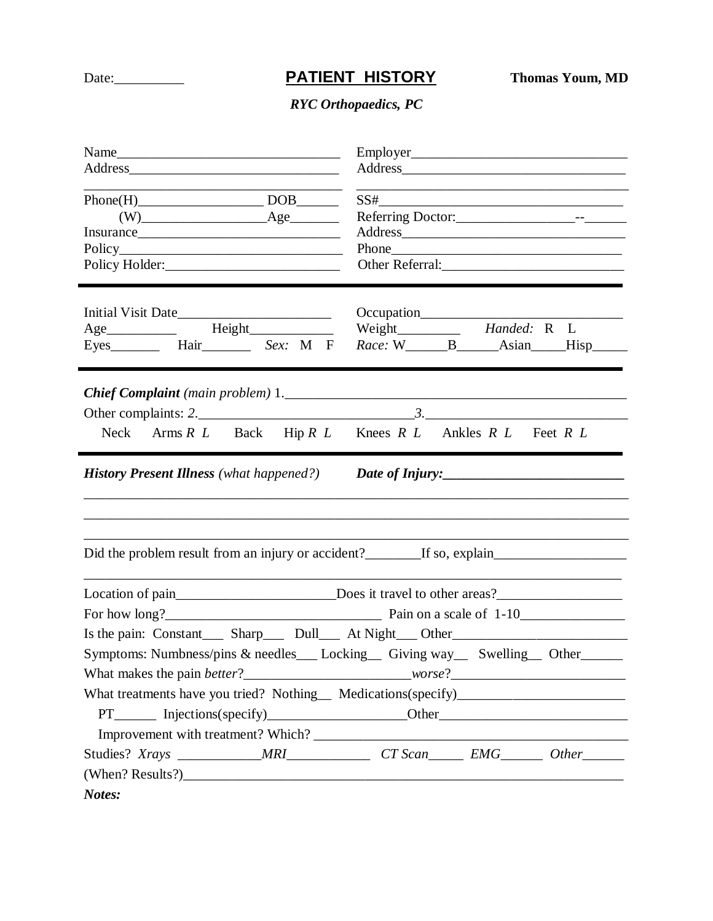Date:__________

# PATIENT HISTORY

**Thomas Youm, MD**

***RYC Orthopaedics, PC***

Name________________________________
Address______________________________
____________________________________
Phone(H)_________________ DOB______
(W)_________________Age_______
Insurance____________________________
Policy_______________________________
Policy Holder:_________________________

Employer______________________________
Address_______________________________
_____________________________________
SS#__________________________________
Referring Doctor:________________--______
Address_______________________________
Phone_________________________________
Other Referral:_________________________

---

Initial Visit Date______________________
Age__________ Height____________
Eyes_______ Hair_______ *Sex:* M F

Occupation____________________________
Weight_________ *Handed:* R L
*Race:* W______B______Asian_____Hisp_____

---

***Chief Complaint*** *(main problem)* 1.________________________________________________

Other complaints: *2.*______________________________*3.*____________________________

Neck Arms *R L* Back Hip *R L* Knees *R L* Ankles *R L* Feet *R L*

---

***History Present Illness*** *(what happened?)* ***Date of Injury:***_________________________

______________________________________________________________________________
______________________________________________________________________________
______________________________________________________________________________

Did the problem result from an injury or accident?________If so, explain__________________
______________________________________________________________________________

Location of pain______________________Does it travel to other areas?_________________

For how long?_____________________________ Pain on a scale of 1-10_______________

Is the pain: Constant___ Sharp___ Dull___ At Night___ Other________________________

Symptoms: Numbness/pins & needles___ Locking__ Giving way__ Swelling__ Other______

What makes the pain *better*?_______________________*worse*?________________________

What treatments have you tried? Nothing__ Medications(specify)_______________________

PT______ Injections(specify)___________________Other__________________________

Improvement with treatment? Which? ___________________________________________

Studies? *Xrays* ____________*MRI*____________ *CT Scan*_____ *EMG*______ *Other*______

(When? Results?)______________________________________________________________

***Notes:***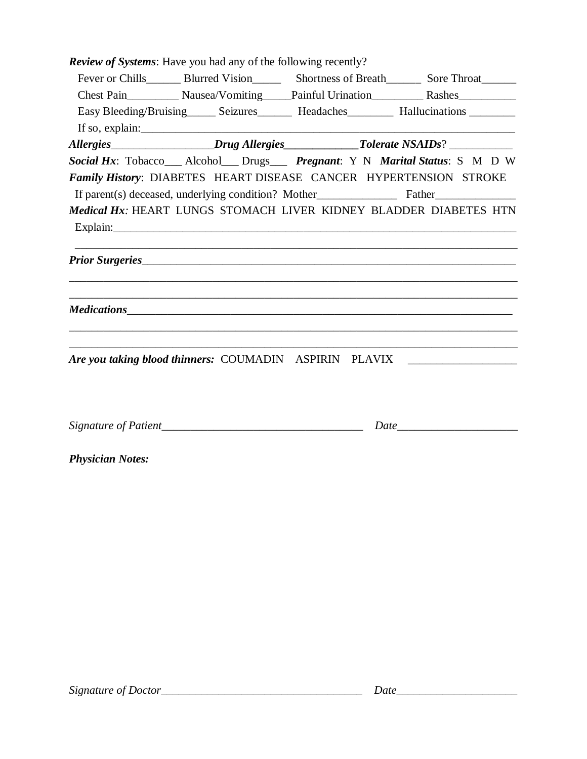***Review of Systems***: Have you had any of the following recently?

Fever or Chills______ Blurred Vision_____ Shortness of Breath______ Sore Throat______

Chest Pain_________ Nausea/Vomiting_____Painful Urination_________ Rashes__________

Easy Bleeding/Bruising_____ Seizures______ Headaches________ Hallucinations ________

If so, explain:_______________________________________________________________

***Allergies***__________________***Drug Allergies***_____________***Tolerate NSAIDs***? ___________

***Social Hx***: Tobacco___ Alcohol___ Drugs___ ***Pregnant***: Y N ***Marital Status***: S M D W

***Family History***: DIABETES HEART DISEASE CANCER HYPERTENSION STROKE

If parent(s) deceased, underlying condition? Mother______________ Father______________

***Medical Hx:*** HEART LUNGS STOMACH LIVER KIDNEY BLADDER DIABETES HTN

Explain:_____________________________________________________________________

_____________________________________________________________________________

***Prior Surgeries***______________________________________________________________

_____________________________________________________________________________

_____________________________________________________________________________

***Medications***_________________________________________________________________

_____________________________________________________________________________

_____________________________________________________________________________

***Are you taking blood thinners:*** COUMADIN ASPIRIN PLAVIX ___________________

*Signature of Patient*___________________________________ *Date*_____________________

***Physician Notes:***

*Signature of Doctor*___________________________________ *Date*_____________________